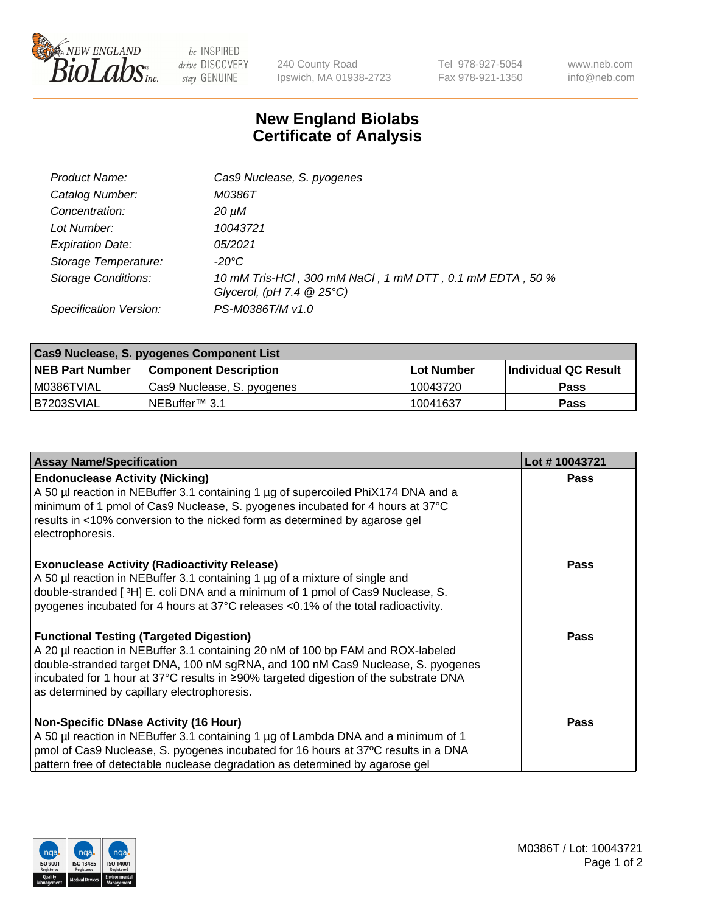# New England Biolabs Certificate of Analysis

| | |
|---|---|
| *Product Name:* | *Cas9 Nuclease, S. pyogenes* |
| *Catalog Number:* | *M0386T* |
| *Concentration:* | *20 µM* |
| *Lot Number:* | *10043721* |
| *Expiration Date:* | *05/2021* |
| *Storage Temperature:* | *-20°C* |
| *Storage Conditions:* | *10 mM Tris-HCl , 300 mM NaCl , 1 mM DTT , 0.1 mM EDTA , 50 % Glycerol, (pH 7.4 @ 25°C)* |
| *Specification Version:* | *PS-M0386T/M v1.0* |

| Cas9 Nuclease, S. pyogenes Component List | | | |
|---|---|---|---|
| **NEB Part Number** | **Component Description** | **Lot Number** | **Individual QC Result** |
| M0386TVIAL | Cas9 Nuclease, S. pyogenes | 10043720 | **Pass** |
| B7203SVIAL | NEBuffer™ 3.1 | 10041637 | **Pass** |

| Assay Name/Specification | Lot # 10043721 |
|---|---|
| **Endonuclease Activity (Nicking)**<br>A 50 µl reaction in NEBuffer 3.1 containing 1 µg of supercoiled PhiX174 DNA and a minimum of 1 pmol of Cas9 Nuclease, S. pyogenes incubated for 4 hours at 37°C results in <10% conversion to the nicked form as determined by agarose gel electrophoresis. | **Pass** |
| **Exonuclease Activity (Radioactivity Release)**<br>A 50 µl reaction in NEBuffer 3.1 containing 1 µg of a mixture of single and double-stranded [ $^3$H] E. coli DNA and a minimum of 1 pmol of Cas9 Nuclease, S. pyogenes incubated for 4 hours at 37°C releases <0.1% of the total radioactivity. | **Pass** |
| **Functional Testing (Targeted Digestion)**<br>A 20 µl reaction in NEBuffer 3.1 containing 20 nM of 100 bp FAM and ROX-labeled double-stranded target DNA, 100 nM sgRNA, and 100 nM Cas9 Nuclease, S. pyogenes incubated for 1 hour at 37°C results in ≥90% targeted digestion of the substrate DNA as determined by capillary electrophoresis. | **Pass** |
| **Non-Specific DNase Activity (16 Hour)**<br>A 50 µl reaction in NEBuffer 3.1 containing 1 µg of Lambda DNA and a minimum of 1 pmol of Cas9 Nuclease, S. pyogenes incubated for 16 hours at 37ºC results in a DNA pattern free of detectable nuclease degradation as determined by agarose gel | **Pass** |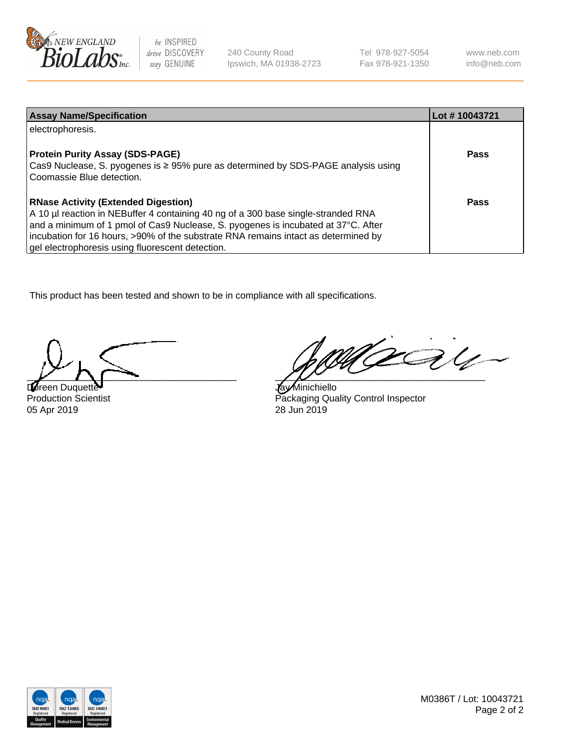| Assay Name/Specification | Lot # 10043721 |
| --- | --- |
| electrophoresis. | |
| **Protein Purity Assay (SDS-PAGE)**<br>Cas9 Nuclease, S. pyogenes is ≥ 95% pure as determined by SDS-PAGE analysis using Coomassie Blue detection. | **Pass** |
| **RNase Activity (Extended Digestion)**<br>A 10 µl reaction in NEBuffer 4 containing 40 ng of a 300 base single-stranded RNA and a minimum of 1 pmol of Cas9 Nuclease, S. pyogenes is incubated at 37°C. After incubation for 16 hours, >90% of the substrate RNA remains intact as determined by gel electrophoresis using fluorescent detection. | **Pass** |

This product has been tested and shown to be in compliance with all specifications.

Doreen Duquette
Production Scientist
05 Apr 2019

Jay Minichiello
Packaging Quality Control Inspector
28 Jun 2019

M0386T / Lot: 10043721